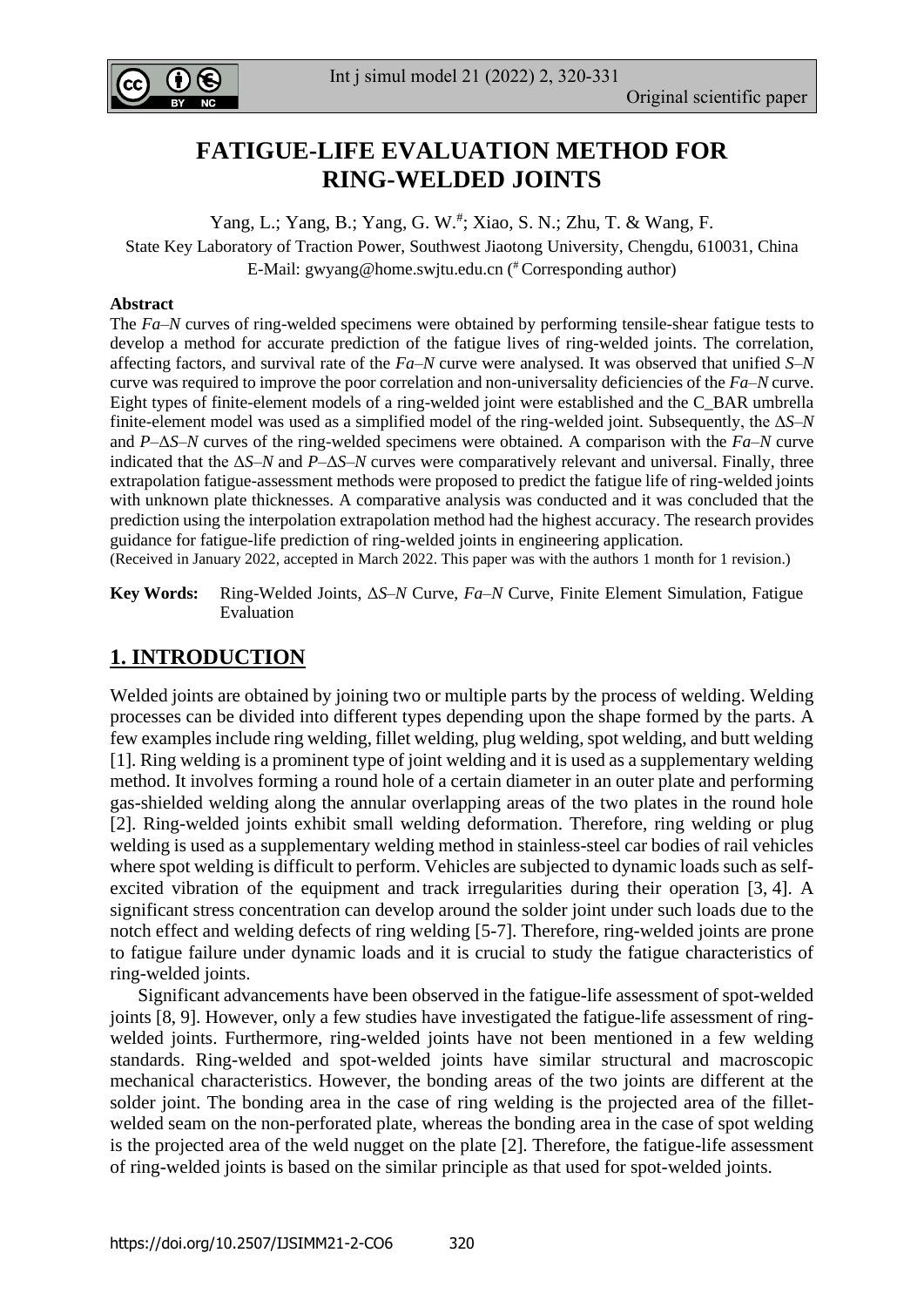# FATIGUE-LIFE EVALUATION METHOD FOR RING-WELDED JOINTS

Yang, L.; Yang, B.; Yang, G. W.[#]; Xiao, S. N.; Zhu, T. & Wang, F.

State Key Laboratory of Traction Power, Southwest Jiaotong University, Chengdu, 610031, China

E-Mail: gwyang@home.swjtu.edu.cn ([#] Corresponding author)

**Abstract**

The *Fa–N* curves of ring-welded specimens were obtained by performing tensile-shear fatigue tests to develop a method for accurate prediction of the fatigue lives of ring-welded joints. The correlation, affecting factors, and survival rate of the *Fa–N* curve were analysed. It was observed that unified *S–N* curve was required to improve the poor correlation and non-universality deficiencies of the *Fa–N* curve. Eight types of finite-element models of a ring-welded joint were established and the C_BAR umbrella finite-element model was used as a simplified model of the ring-welded joint. Subsequently, the $\Delta S$–*N* and *P*–$\Delta S$–*N* curves of the ring-welded specimens were obtained. A comparison with the *Fa–N* curve indicated that the $\Delta S$–*N* and *P*–$\Delta S$–*N* curves were comparatively relevant and universal. Finally, three extrapolation fatigue-assessment methods were proposed to predict the fatigue life of ring-welded joints with unknown plate thicknesses. A comparative analysis was conducted and it was concluded that the prediction using the interpolation extrapolation method had the highest accuracy. The research provides guidance for fatigue-life prediction of ring-welded joints in engineering application.

(Received in January 2022, accepted in March 2022. This paper was with the authors 1 month for 1 revision.)

**Key Words:** Ring-Welded Joints, $\Delta S$–*N* Curve, *Fa–N* Curve, Finite Element Simulation, Fatigue Evaluation

## 1. INTRODUCTION

Welded joints are obtained by joining two or multiple parts by the process of welding. Welding processes can be divided into different types depending upon the shape formed by the parts. A few examples include ring welding, fillet welding, plug welding, spot welding, and butt welding [1]. Ring welding is a prominent type of joint welding and it is used as a supplementary welding method. It involves forming a round hole of a certain diameter in an outer plate and performing gas-shielded welding along the annular overlapping areas of the two plates in the round hole [2]. Ring-welded joints exhibit small welding deformation. Therefore, ring welding or plug welding is used as a supplementary welding method in stainless-steel car bodies of rail vehicles where spot welding is difficult to perform. Vehicles are subjected to dynamic loads such as self-excited vibration of the equipment and track irregularities during their operation [3, 4]. A significant stress concentration can develop around the solder joint under such loads due to the notch effect and welding defects of ring welding [5-7]. Therefore, ring-welded joints are prone to fatigue failure under dynamic loads and it is crucial to study the fatigue characteristics of ring-welded joints.

Significant advancements have been observed in the fatigue-life assessment of spot-welded joints [8, 9]. However, only a few studies have investigated the fatigue-life assessment of ring-welded joints. Furthermore, ring-welded joints have not been mentioned in a few welding standards. Ring-welded and spot-welded joints have similar structural and macroscopic mechanical characteristics. However, the bonding areas of the two joints are different at the solder joint. The bonding area in the case of ring welding is the projected area of the fillet-welded seam on the non-perforated plate, whereas the bonding area in the case of spot welding is the projected area of the weld nugget on the plate [2]. Therefore, the fatigue-life assessment of ring-welded joints is based on the similar principle as that used for spot-welded joints.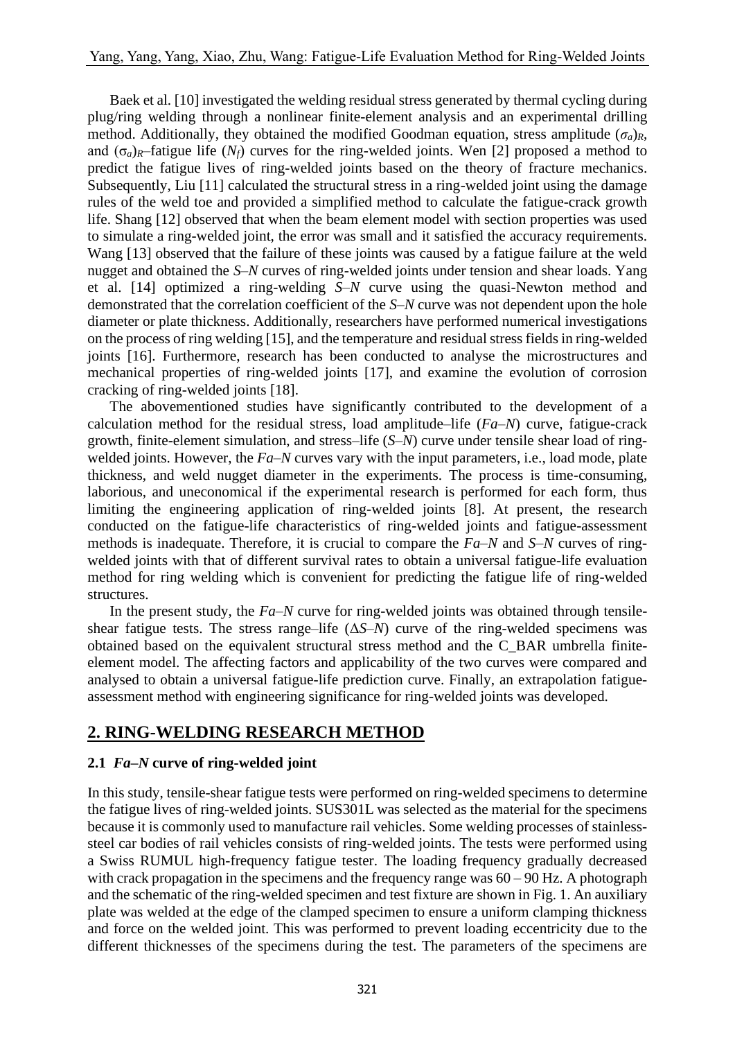Baek et al. [10] investigated the welding residual stress generated by thermal cycling during plug/ring welding through a nonlinear finite-element analysis and an experimental drilling method. Additionally, they obtained the modified Goodman equation, stress amplitude $(\sigma_a)_R$, and $(\sigma_a)_R$–fatigue life ($N_f$) curves for the ring-welded joints. Wen [2] proposed a method to predict the fatigue lives of ring-welded joints based on the theory of fracture mechanics. Subsequently, Liu [11] calculated the structural stress in a ring-welded joint using the damage rules of the weld toe and provided a simplified method to calculate the fatigue-crack growth life. Shang [12] observed that when the beam element model with section properties was used to simulate a ring-welded joint, the error was small and it satisfied the accuracy requirements. Wang [13] observed that the failure of these joints was caused by a fatigue failure at the weld nugget and obtained the *S*–*N* curves of ring-welded joints under tension and shear loads. Yang et al. [14] optimized a ring-welding *S*–*N* curve using the quasi-Newton method and demonstrated that the correlation coefficient of the *S*–*N* curve was not dependent upon the hole diameter or plate thickness. Additionally, researchers have performed numerical investigations on the process of ring welding [15], and the temperature and residual stress fields in ring-welded joints [16]. Furthermore, research has been conducted to analyse the microstructures and mechanical properties of ring-welded joints [17], and examine the evolution of corrosion cracking of ring-welded joints [18].

The abovementioned studies have significantly contributed to the development of a calculation method for the residual stress, load amplitude–life (*Fa*–*N*) curve, fatigue-crack growth, finite-element simulation, and stress–life (*S*–*N*) curve under tensile shear load of ring-welded joints. However, the *Fa*–*N* curves vary with the input parameters, i.e., load mode, plate thickness, and weld nugget diameter in the experiments. The process is time-consuming, laborious, and uneconomical if the experimental research is performed for each form, thus limiting the engineering application of ring-welded joints [8]. At present, the research conducted on the fatigue-life characteristics of ring-welded joints and fatigue-assessment methods is inadequate. Therefore, it is crucial to compare the *Fa*–*N* and *S*–*N* curves of ring-welded joints with that of different survival rates to obtain a universal fatigue-life evaluation method for ring welding which is convenient for predicting the fatigue life of ring-welded structures.

In the present study, the *Fa*–*N* curve for ring-welded joints was obtained through tensile-shear fatigue tests. The stress range–life ($\Delta S$–$N$) curve of the ring-welded specimens was obtained based on the equivalent structural stress method and the C_BAR umbrella finite-element model. The affecting factors and applicability of the two curves were compared and analysed to obtain a universal fatigue-life prediction curve. Finally, an extrapolation fatigue-assessment method with engineering significance for ring-welded joints was developed.

## 2. RING-WELDING RESEARCH METHOD

### 2.1 *Fa*–*N* curve of ring-welded joint

In this study, tensile-shear fatigue tests were performed on ring-welded specimens to determine the fatigue lives of ring-welded joints. SUS301L was selected as the material for the specimens because it is commonly used to manufacture rail vehicles. Some welding processes of stainless-steel car bodies of rail vehicles consists of ring-welded joints. The tests were performed using a Swiss RUMUL high-frequency fatigue tester. The loading frequency gradually decreased with crack propagation in the specimens and the frequency range was 60 – 90 Hz. A photograph and the schematic of the ring-welded specimen and test fixture are shown in Fig. 1. An auxiliary plate was welded at the edge of the clamped specimen to ensure a uniform clamping thickness and force on the welded joint. This was performed to prevent loading eccentricity due to the different thicknesses of the specimens during the test. The parameters of the specimens are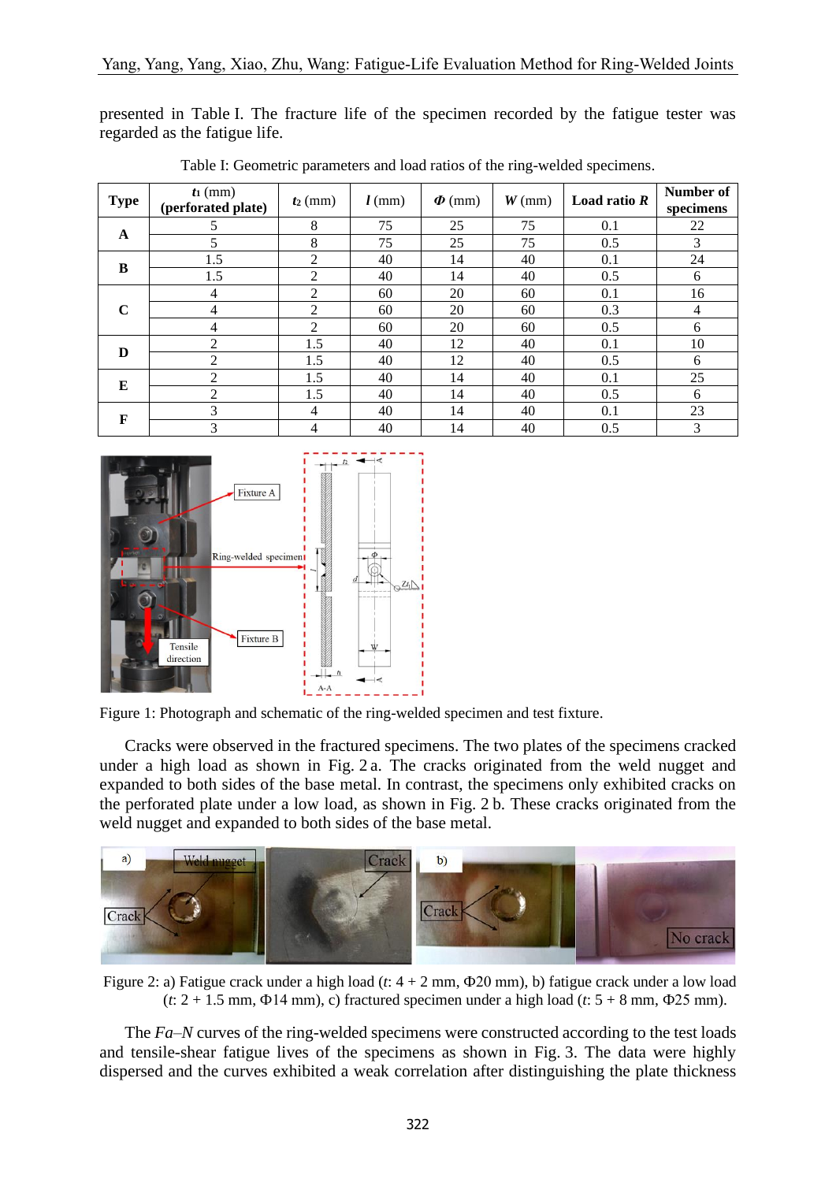presented in Table I. The fracture life of the specimen recorded by the fatigue tester was regarded as the fatigue life.

Table I: Geometric parameters and load ratios of the ring-welded specimens.

| Type | $t_1$ (mm) (perforated plate) | $t_2$ (mm) | $l$ (mm) | $\Phi$ (mm) | $W$ (mm) | Load ratio $R$ | Number of specimens |
|---|---|---|---|---|---|---|---|
| A | 5 | 8 | 75 | 25 | 75 | 0.1 | 22 |
| | 5 | 8 | 75 | 25 | 75 | 0.5 | 3 |
| B | 1.5 | 2 | 40 | 14 | 40 | 0.1 | 24 |
| | 1.5 | 2 | 40 | 14 | 40 | 0.5 | 6 |
| C | 4 | 2 | 60 | 20 | 60 | 0.1 | 16 |
| | 4 | 2 | 60 | 20 | 60 | 0.3 | 4 |
| | 4 | 2 | 60 | 20 | 60 | 0.5 | 6 |
| D | 2 | 1.5 | 40 | 12 | 40 | 0.1 | 10 |
| | 2 | 1.5 | 40 | 12 | 40 | 0.5 | 6 |
| E | 2 | 1.5 | 40 | 14 | 40 | 0.1 | 25 |
| | 2 | 1.5 | 40 | 14 | 40 | 0.5 | 6 |
| F | 3 | 4 | 40 | 14 | 40 | 0.1 | 23 |
| | 3 | 4 | 40 | 14 | 40 | 0.5 | 3 |

Figure 1: Photograph and schematic of the ring-welded specimen and test fixture.

Cracks were observed in the fractured specimens. The two plates of the specimens cracked under a high load as shown in Fig. 2 a. The cracks originated from the weld nugget and expanded to both sides of the base metal. In contrast, the specimens only exhibited cracks on the perforated plate under a low load, as shown in Fig. 2 b. These cracks originated from the weld nugget and expanded to both sides of the base metal.

Figure 2: a) Fatigue crack under a high load ($t$: 4 + 2 mm, Φ20 mm), b) fatigue crack under a low load ($t$: 2 + 1.5 mm, Φ14 mm), c) fractured specimen under a high load ($t$: 5 + 8 mm, Φ25 mm).

The $Fa$–$N$ curves of the ring-welded specimens were constructed according to the test loads and tensile-shear fatigue lives of the specimens as shown in Fig. 3. The data were highly dispersed and the curves exhibited a weak correlation after distinguishing the plate thickness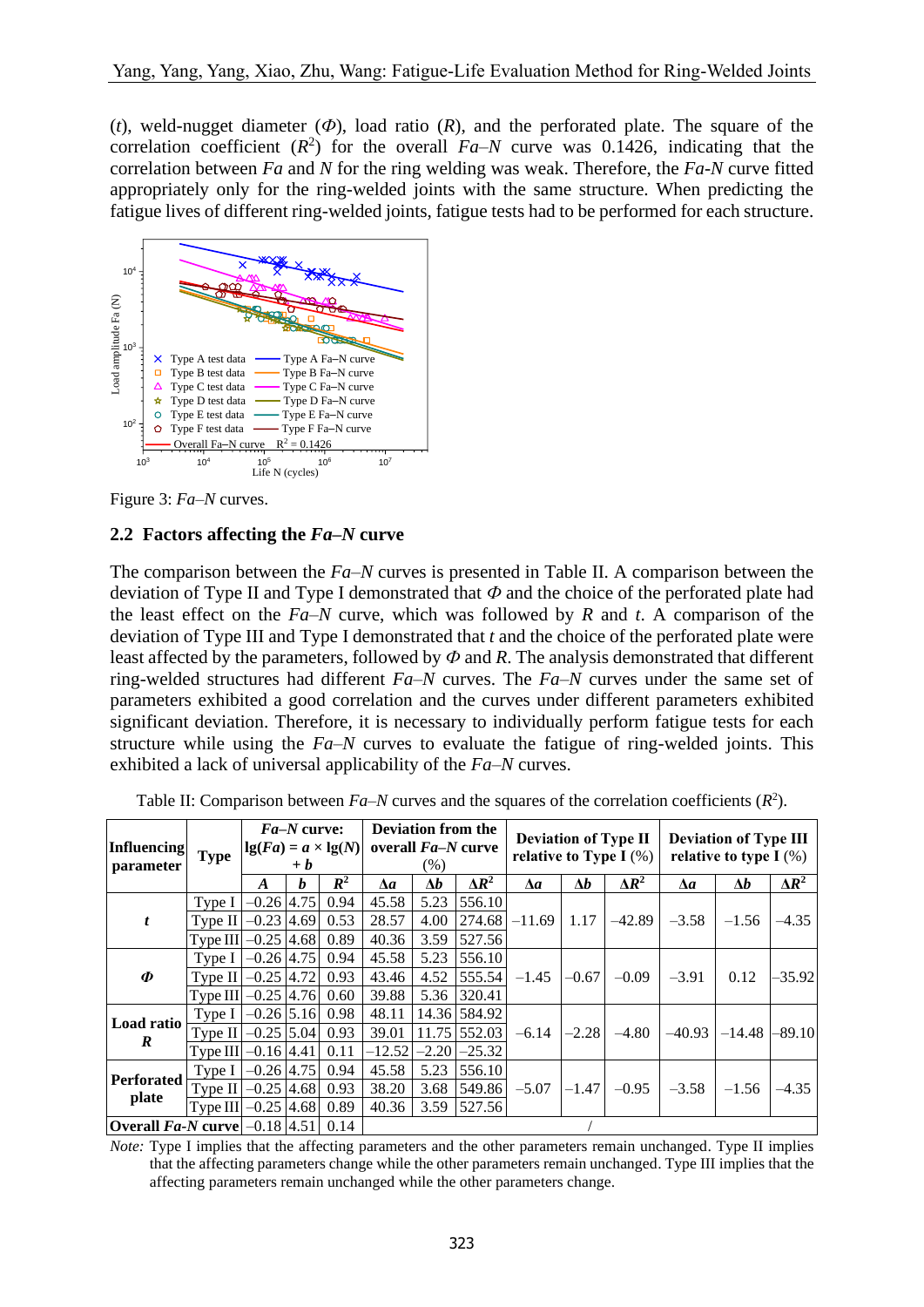($t$), weld-nugget diameter ($\Phi$), load ratio ($R$), and the perforated plate. The square of the correlation coefficient ($R^2$) for the overall *Fa*–*N* curve was 0.1426, indicating that the correlation between *Fa* and *N* for the ring welding was weak. Therefore, the *Fa-N* curve fitted appropriately only for the ring-welded joints with the same structure. When predicting the fatigue lives of different ring-welded joints, fatigue tests had to be performed for each structure.

Figure 3: *Fa*–*N* curves.

## 2.2 Factors affecting the *Fa*–*N* curve

The comparison between the *Fa*–*N* curves is presented in Table II. A comparison between the deviation of Type II and Type I demonstrated that $\Phi$ and the choice of the perforated plate had the least effect on the *Fa*–*N* curve, which was followed by $R$ and $t$. A comparison of the deviation of Type III and Type I demonstrated that $t$ and the choice of the perforated plate were least affected by the parameters, followed by $\Phi$ and $R$. The analysis demonstrated that different ring-welded structures had different *Fa*–*N* curves. The *Fa*–*N* curves under the same set of parameters exhibited a good correlation and the curves under different parameters exhibited significant deviation. Therefore, it is necessary to individually perform fatigue tests for each structure while using the *Fa*–*N* curves to evaluate the fatigue of ring-welded joints. This exhibited a lack of universal applicability of the *Fa*–*N* curves.

Table II: Comparison between *Fa*–*N* curves and the squares of the correlation coefficients ($R^2$).

| Influencing parameter | Type | *Fa*–*N* curve: $\lg(Fa) = a \times \lg(N) + b$ | | | Deviation from the overall *Fa*–*N* curve (%) | | | Deviation of Type II relative to Type I (%) | | | Deviation of Type III relative to type I (%) | | |
|---|---|---|---|---|---|---|---|---|---|---|---|---|---|
| | | $A$ | $b$ | $R^2$ | $\Delta a$ | $\Delta b$ | $\Delta R^2$ | $\Delta a$ | $\Delta b$ | $\Delta R^2$ | $\Delta a$ | $\Delta b$ | $\Delta R^2$ |
| $t$ | Type I | −0.26 | 4.75 | 0.94 | 45.58 | 5.23 | 556.10 | −11.69 | 1.17 | −42.89 | −3.58 | −1.56 | −4.35 |
| | Type II | −0.23 | 4.69 | 0.53 | 28.57 | 4.00 | 274.68 | | | | | | |
| | Type III | −0.25 | 4.68 | 0.89 | 40.36 | 3.59 | 527.56 | | | | | | |
| $\Phi$ | Type I | −0.26 | 4.75 | 0.94 | 45.58 | 5.23 | 556.10 | −1.45 | −0.67 | −0.09 | −3.91 | 0.12 | −35.92 |
| | Type II | −0.25 | 4.72 | 0.93 | 43.46 | 4.52 | 555.54 | | | | | | |
| | Type III | −0.25 | 4.76 | 0.60 | 39.88 | 5.36 | 320.41 | | | | | | |
| Load ratio $R$ | Type I | −0.26 | 5.16 | 0.98 | 48.11 | 14.36 | 584.92 | −6.14 | −2.28 | −4.80 | −40.93 | −14.48 | −89.10 |
| | Type II | −0.25 | 5.04 | 0.93 | 39.01 | 11.75 | 552.03 | | | | | | |
| | Type III | −0.16 | 4.41 | 0.11 | −12.52 | −2.20 | −25.32 | | | | | | |
| Perforated plate | Type I | −0.26 | 4.75 | 0.94 | 45.58 | 5.23 | 556.10 | −5.07 | −1.47 | −0.95 | −3.58 | −1.56 | −4.35 |
| | Type II | −0.25 | 4.68 | 0.93 | 38.20 | 3.68 | 549.86 | | | | | | |
| | Type III | −0.25 | 4.68 | 0.89 | 40.36 | 3.59 | 527.56 | | | | | | |
| **Overall *Fa-N* curve** | | −0.18 | 4.51 | 0.14 | / | | | | | | | | |

*Note:* Type I implies that the affecting parameters and the other parameters remain unchanged. Type II implies that the affecting parameters change while the other parameters remain unchanged. Type III implies that the affecting parameters remain unchanged while the other parameters change.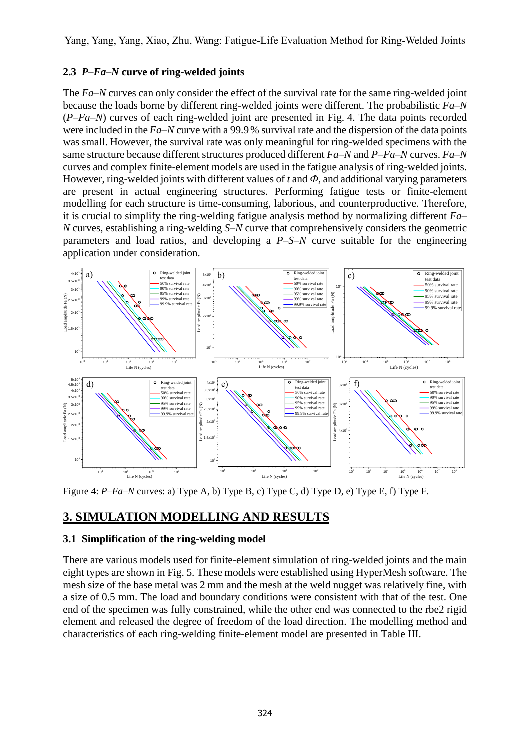### 2.3 *P–Fa–N* curve of ring-welded joints

The *Fa–N* curves can only consider the effect of the survival rate for the same ring-welded joint because the loads borne by different ring-welded joints were different. The probabilistic *Fa–N* (*P–Fa–N*) curves of each ring-welded joint are presented in Fig. 4. The data points recorded were included in the *Fa–N* curve with a 99.9 % survival rate and the dispersion of the data points was small. However, the survival rate was only meaningful for ring-welded specimens with the same structure because different structures produced different *Fa–N* and *P–Fa–N* curves. *Fa–N* curves and complex finite-element models are used in the fatigue analysis of ring-welded joints. However, ring-welded joints with different values of $t$ and $\Phi$, and additional varying parameters are present in actual engineering structures. Performing fatigue tests or finite-element modelling for each structure is time-consuming, laborious, and counterproductive. Therefore, it is crucial to simplify the ring-welding fatigue analysis method by normalizing different *Fa–N* curves, establishing a ring-welding *S–N* curve that comprehensively considers the geometric parameters and load ratios, and developing a *P–S–N* curve suitable for the engineering application under consideration.

Figure 4: *P–Fa–N* curves: a) Type A, b) Type B, c) Type C, d) Type D, e) Type E, f) Type F.

## 3. SIMULATION MODELLING AND RESULTS

### 3.1 Simplification of the ring-welding model

There are various models used for finite-element simulation of ring-welded joints and the main eight types are shown in Fig. 5. These models were established using HyperMesh software. The mesh size of the base metal was 2 mm and the mesh at the weld nugget was relatively fine, with a size of 0.5 mm. The load and boundary conditions were consistent with that of the test. One end of the specimen was fully constrained, while the other end was connected to the rbe2 rigid element and released the degree of freedom of the load direction. The modelling method and characteristics of each ring-welding finite-element model are presented in Table III.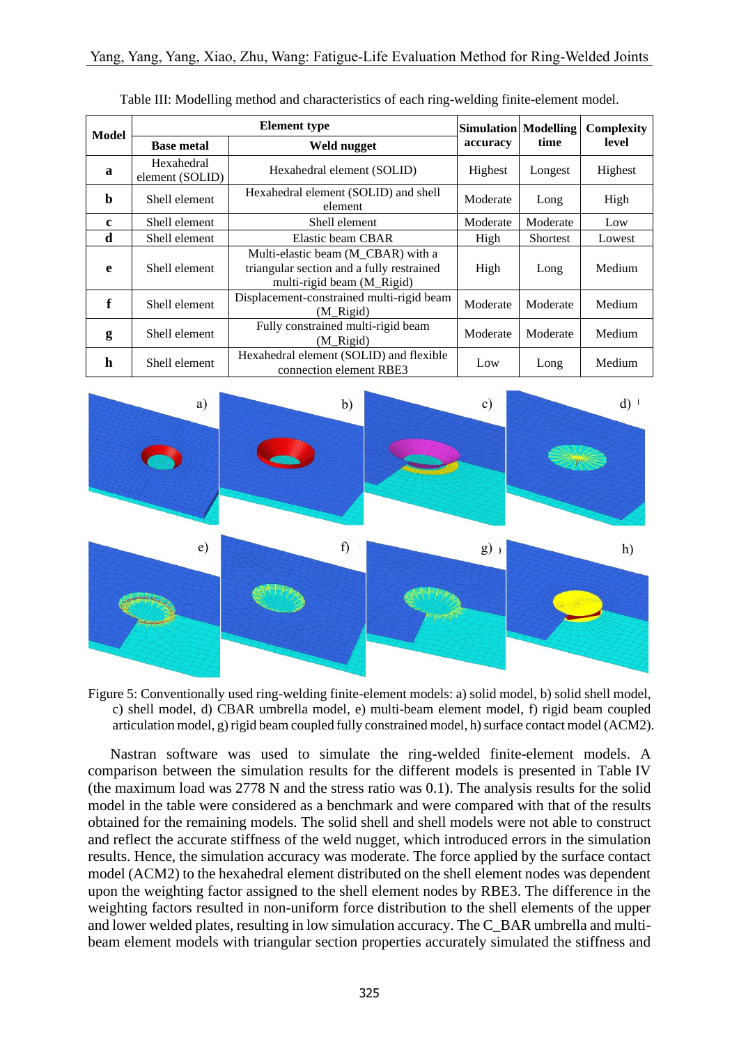Table III: Modelling method and characteristics of each ring-welding finite-element model.

| Model | Element type | | Simulation accuracy | Modelling time | Complexity level |
|---|---|---|---|---|---|
| | Base metal | Weld nugget | | | |
| **a** | Hexahedral element (SOLID) | Hexahedral element (SOLID) | Highest | Longest | Highest |
| **b** | Shell element | Hexahedral element (SOLID) and shell element | Moderate | Long | High |
| **c** | Shell element | Shell element | Moderate | Moderate | Low |
| **d** | Shell element | Elastic beam CBAR | High | Shortest | Lowest |
| **e** | Shell element | Multi-elastic beam (M_CBAR) with a triangular section and a fully restrained multi-rigid beam (M_Rigid) | High | Long | Medium |
| **f** | Shell element | Displacement-constrained multi-rigid beam (M_Rigid) | Moderate | Moderate | Medium |
| **g** | Shell element | Fully constrained multi-rigid beam (M_Rigid) | Moderate | Moderate | Medium |
| **h** | Shell element | Hexahedral element (SOLID) and flexible connection element RBE3 | Low | Long | Medium |

Figure 5: Conventionally used ring-welding finite-element models: a) solid model, b) solid shell model, c) shell model, d) CBAR umbrella model, e) multi-beam element model, f) rigid beam coupled articulation model, g) rigid beam coupled fully constrained model, h) surface contact model (ACM2).

Nastran software was used to simulate the ring-welded finite-element models. A comparison between the simulation results for the different models is presented in Table IV (the maximum load was 2778 N and the stress ratio was 0.1). The analysis results for the solid model in the table were considered as a benchmark and were compared with that of the results obtained for the remaining models. The solid shell and shell models were not able to construct and reflect the accurate stiffness of the weld nugget, which introduced errors in the simulation results. Hence, the simulation accuracy was moderate. The force applied by the surface contact model (ACM2) to the hexahedral element distributed on the shell element nodes was dependent upon the weighting factor assigned to the shell element nodes by RBE3. The difference in the weighting factors resulted in non-uniform force distribution to the shell elements of the upper and lower welded plates, resulting in low simulation accuracy. The C_BAR umbrella and multi-beam element models with triangular section properties accurately simulated the stiffness and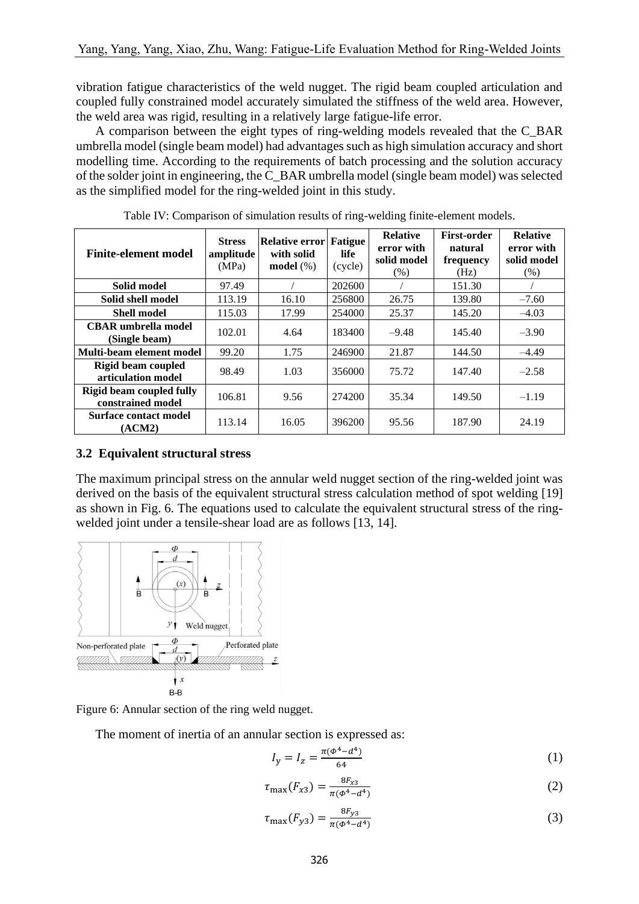vibration fatigue characteristics of the weld nugget. The rigid beam coupled articulation and coupled fully constrained model accurately simulated the stiffness of the weld area. However, the weld area was rigid, resulting in a relatively large fatigue-life error.

A comparison between the eight types of ring-welding models revealed that the C_BAR umbrella model (single beam model) had advantages such as high simulation accuracy and short modelling time. According to the requirements of batch processing and the solution accuracy of the solder joint in engineering, the C_BAR umbrella model (single beam model) was selected as the simplified model for the ring-welded joint in this study.

Table IV: Comparison of simulation results of ring-welding finite-element models.

| Finite-element model | Stress amplitude (MPa) | Relative error with solid model (%) | Fatigue life (cycle) | Relative error with solid model (%) | First-order natural frequency (Hz) | Relative error with solid model (%) |
|---|---|---|---|---|---|---|
| Solid model | 97.49 | / | 202600 | / | 151.30 | / |
| Solid shell model | 113.19 | 16.10 | 256800 | 26.75 | 139.80 | –7.60 |
| Shell model | 115.03 | 17.99 | 254000 | 25.37 | 145.20 | –4.03 |
| CBAR umbrella model (Single beam) | 102.01 | 4.64 | 183400 | –9.48 | 145.40 | –3.90 |
| Multi-beam element model | 99.20 | 1.75 | 246900 | 21.87 | 144.50 | –4.49 |
| Rigid beam coupled articulation model | 98.49 | 1.03 | 356000 | 75.72 | 147.40 | –2.58 |
| Rigid beam coupled fully constrained model | 106.81 | 9.56 | 274200 | 35.34 | 149.50 | –1.19 |
| Surface contact model (ACM2) | 113.14 | 16.05 | 396200 | 95.56 | 187.90 | 24.19 |

### 3.2 Equivalent structural stress

The maximum principal stress on the annular weld nugget section of the ring-welded joint was derived on the basis of the equivalent structural stress calculation method of spot welding [19] as shown in Fig. 6. The equations used to calculate the equivalent structural stress of the ring-welded joint under a tensile-shear load are as follows [13, 14].

Figure 6: Annular section of the ring weld nugget.

The moment of inertia of an annular section is expressed as:

$$I_y = I_z = \frac{\pi(\Phi^4 - d^4)}{64} \tag{1}$$

$$\tau_{\max}(F_{x3}) = \frac{8F_{x3}}{\pi(\Phi^4 - d^4)} \tag{2}$$

$$\tau_{\max}(F_{y3}) = \frac{8F_{y3}}{\pi(\Phi^4 - d^4)} \tag{3}$$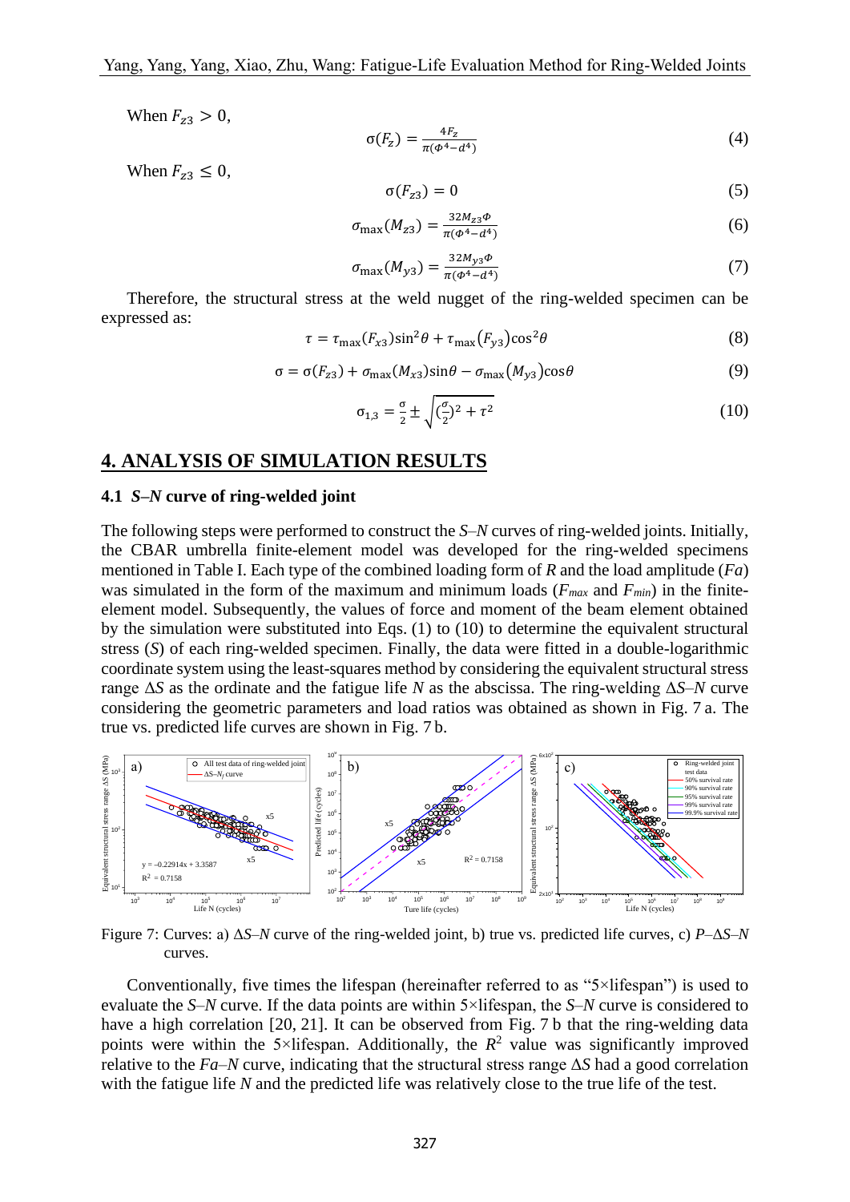When $F_{z3} > 0$,

$$\sigma(F_z) = \frac{4F_z}{\pi(\Phi^4 - d^4)} \tag{4}$$

When $F_{z3} \leq 0$,

$$\sigma(F_{z3}) = 0 \tag{5}$$

$$\sigma_{\max}(M_{z3}) = \frac{32M_{z3}\Phi}{\pi(\Phi^4 - d^4)} \tag{6}$$

$$\sigma_{\max}(M_{y3}) = \frac{32M_{y3}\Phi}{\pi(\Phi^4 - d^4)} \tag{7}$$

Therefore, the structural stress at the weld nugget of the ring-welded specimen can be expressed as:

$$\tau = \tau_{\max}(F_{x3})\sin^2\theta + \tau_{\max}(F_{y3})\cos^2\theta \tag{8}$$

$$\sigma = \sigma(F_{z3}) + \sigma_{\max}(M_{x3})\sin\theta - \sigma_{\max}(M_{y3})\cos\theta \tag{9}$$

$$\sigma_{1,3} = \frac{\sigma}{2} \pm \sqrt{(\frac{\sigma}{2})^2 + \tau^2} \tag{10}$$

## 4. ANALYSIS OF SIMULATION RESULTS

### 4.1 *S–N* curve of ring-welded joint

The following steps were performed to construct the *S–N* curves of ring-welded joints. Initially, the CBAR umbrella finite-element model was developed for the ring-welded specimens mentioned in Table I. Each type of the combined loading form of *R* and the load amplitude (*Fa*) was simulated in the form of the maximum and minimum loads ($F_{max}$ and $F_{min}$) in the finite-element model. Subsequently, the values of force and moment of the beam element obtained by the simulation were substituted into Eqs. (1) to (10) to determine the equivalent structural stress (*S*) of each ring-welded specimen. Finally, the data were fitted in a double-logarithmic coordinate system using the least-squares method by considering the equivalent structural stress range $\Delta S$ as the ordinate and the fatigue life *N* as the abscissa. The ring-welding $\Delta S$–*N* curve considering the geometric parameters and load ratios was obtained as shown in Fig. 7 a. The true vs. predicted life curves are shown in Fig. 7 b.

Figure 7: Curves: a) $\Delta S$–*N* curve of the ring-welded joint, b) true vs. predicted life curves, c) *P*–$\Delta S$–*N* curves.

Conventionally, five times the lifespan (hereinafter referred to as "5×lifespan") is used to evaluate the *S–N* curve. If the data points are within 5×lifespan, the *S–N* curve is considered to have a high correlation [20, 21]. It can be observed from Fig. 7 b that the ring-welding data points were within the 5×lifespan. Additionally, the $R^2$ value was significantly improved relative to the *Fa–N* curve, indicating that the structural stress range $\Delta S$ had a good correlation with the fatigue life *N* and the predicted life was relatively close to the true life of the test.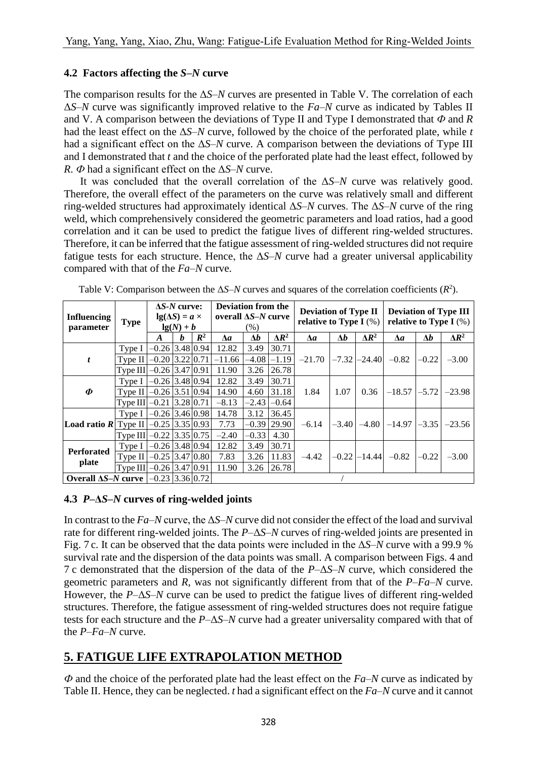### 4.2 Factors affecting the *S–N* curve

The comparison results for the Δ*S*–*N* curves are presented in Table V. The correlation of each Δ*S*–*N* curve was significantly improved relative to the *Fa*–*N* curve as indicated by Tables II and V. A comparison between the deviations of Type II and Type I demonstrated that *Φ* and *R* had the least effect on the Δ*S*–*N* curve, followed by the choice of the perforated plate, while *t* had a significant effect on the Δ*S*–*N* curve. A comparison between the deviations of Type III and I demonstrated that *t* and the choice of the perforated plate had the least effect, followed by *R*. *Φ* had a significant effect on the Δ*S*–*N* curve.

It was concluded that the overall correlation of the Δ*S*–*N* curve was relatively good. Therefore, the overall effect of the parameters on the curve was relatively small and different ring-welded structures had approximately identical Δ*S*–*N* curves. The Δ*S*–*N* curve of the ring weld, which comprehensively considered the geometric parameters and load ratios, had a good correlation and it can be used to predict the fatigue lives of different ring-welded structures. Therefore, it can be inferred that the fatigue assessment of ring-welded structures did not require fatigue tests for each structure. Hence, the Δ*S*–*N* curve had a greater universal applicability compared with that of the *Fa*–*N* curve.

Table V: Comparison between the Δ*S*–*N* curves and squares of the correlation coefficients ($R^2$).

| Influencing parameter | Type | Δ*S-N* curve: $\lg(\Delta S) = a \times \lg(N) + b$ | | | Deviation from the overall Δ*S*–*N* curve (%) | | | Deviation of Type II relative to Type I (%) | | | Deviation of Type III relative to Type I (%) | | |
|---|---|---|---|---|---|---|---|---|---|---|---|---|---|
| | | *A* | *b* | $R^2$ | $\Delta a$ | $\Delta b$ | $\Delta R^2$ | $\Delta a$ | $\Delta b$ | $\Delta R^2$ | $\Delta a$ | $\Delta b$ | $\Delta R^2$ |
| *t* | Type I | –0.26 | 3.48 | 0.94 | 12.82 | 3.49 | 30.71 | –21.70 | –7.32 | –24.40 | –0.82 | –0.22 | –3.00 |
| | Type II | –0.20 | 3.22 | 0.71 | –11.66 | –4.08 | –1.19 | | | | | | |
| | Type III | –0.26 | 3.47 | 0.91 | 11.90 | 3.26 | 26.78 | | | | | | |
| *Φ* | Type I | –0.26 | 3.48 | 0.94 | 12.82 | 3.49 | 30.71 | 1.84 | 1.07 | 0.36 | –18.57 | –5.72 | –23.98 |
| | Type II | –0.26 | 3.51 | 0.94 | 14.90 | 4.60 | 31.18 | | | | | | |
| | Type III | –0.21 | 3.28 | 0.71 | –8.13 | –2.43 | –0.64 | | | | | | |
| Load ratio *R* | Type I | –0.26 | 3.46 | 0.98 | 14.78 | 3.12 | 36.45 | –6.14 | –3.40 | –4.80 | –14.97 | –3.35 | –23.56 |
| | Type II | –0.25 | 3.35 | 0.93 | 7.73 | –0.39 | 29.90 | | | | | | |
| | Type III | –0.22 | 3.35 | 0.75 | –2.40 | –0.33 | 4.30 | | | | | | |
| Perforated plate | Type I | –0.26 | 3.48 | 0.94 | 12.82 | 3.49 | 30.71 | –4.42 | –0.22 | –14.44 | –0.82 | –0.22 | –3.00 |
| | Type II | –0.25 | 3.47 | 0.80 | 7.83 | 3.26 | 11.83 | | | | | | |
| | Type III | –0.26 | 3.47 | 0.91 | 11.90 | 3.26 | 26.78 | | | | | | |
| Overall Δ*S*–*N* curve | | –0.23 | 3.36 | 0.72 | / | | | | | | | | |

### 4.3 *P*–Δ*S*–*N* curves of ring-welded joints

In contrast to the *Fa*–*N* curve, the Δ*S*–*N* curve did not consider the effect of the load and survival rate for different ring-welded joints. The *P*–Δ*S*–*N* curves of ring-welded joints are presented in Fig. 7 c. It can be observed that the data points were included in the Δ*S*–*N* curve with a 99.9 % survival rate and the dispersion of the data points was small. A comparison between Figs. 4 and 7 c demonstrated that the dispersion of the data of the *P*–Δ*S*–*N* curve, which considered the geometric parameters and *R*, was not significantly different from that of the *P*–*Fa*–*N* curve. However, the *P*–Δ*S*–*N* curve can be used to predict the fatigue lives of different ring-welded structures. Therefore, the fatigue assessment of ring-welded structures does not require fatigue tests for each structure and the *P*–Δ*S*–*N* curve had a greater universality compared with that of the *P*–*Fa*–*N* curve.

## 5. FATIGUE LIFE EXTRAPOLATION METHOD

*Φ* and the choice of the perforated plate had the least effect on the *Fa*–*N* curve as indicated by Table II. Hence, they can be neglected. *t* had a significant effect on the *Fa*–*N* curve and it cannot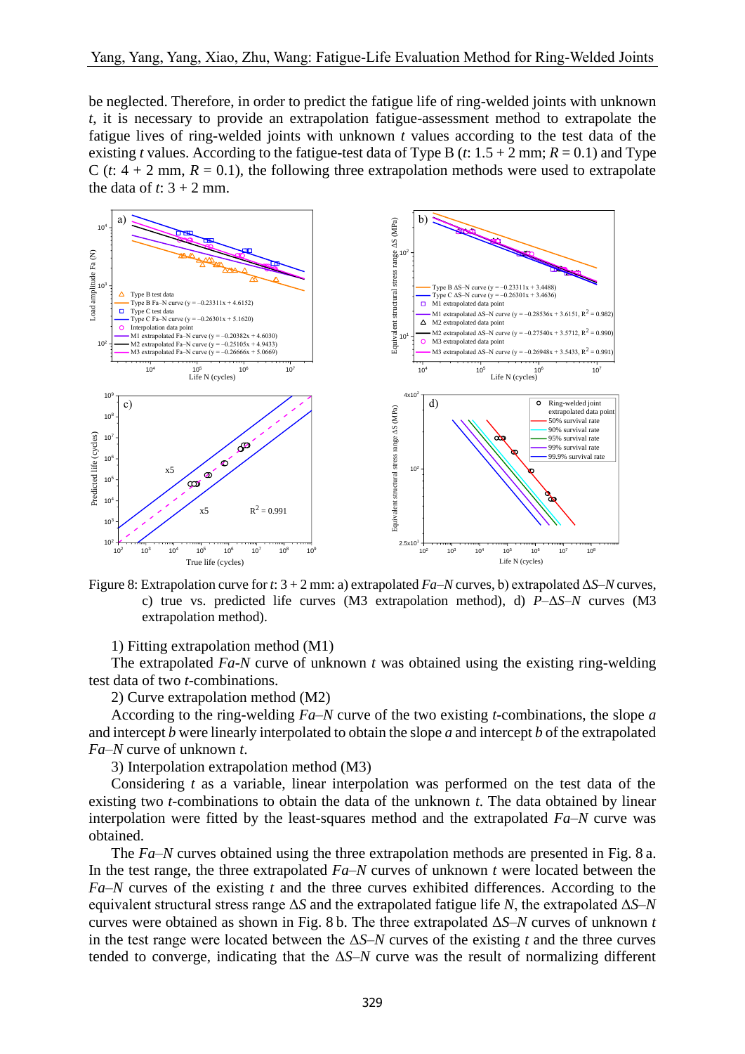be neglected. Therefore, in order to predict the fatigue life of ring-welded joints with unknown $t$, it is necessary to provide an extrapolation fatigue-assessment method to extrapolate the fatigue lives of ring-welded joints with unknown $t$ values according to the test data of the existing $t$ values. According to the fatigue-test data of Type B ($t$: 1.5 + 2 mm; $R$ = 0.1) and Type C ($t$: 4 + 2 mm, $R$ = 0.1), the following three extrapolation methods were used to extrapolate the data of $t$: 3 + 2 mm.

Figure 8: Extrapolation curve for $t$: 3 + 2 mm: a) extrapolated $Fa$–$N$ curves, b) extrapolated $\Delta S$–$N$ curves, c) true vs. predicted life curves (M3 extrapolation method), d) $P$–$\Delta S$–$N$ curves (M3 extrapolation method).

1) Fitting extrapolation method (M1)

The extrapolated $Fa$-$N$ curve of unknown $t$ was obtained using the existing ring-welding test data of two $t$-combinations.

2) Curve extrapolation method (M2)

According to the ring-welding $Fa$–$N$ curve of the two existing $t$-combinations, the slope $a$ and intercept $b$ were linearly interpolated to obtain the slope $a$ and intercept $b$ of the extrapolated $Fa$–$N$ curve of unknown $t$.

3) Interpolation extrapolation method (M3)

Considering $t$ as a variable, linear interpolation was performed on the test data of the existing two $t$-combinations to obtain the data of the unknown $t$. The data obtained by linear interpolation were fitted by the least-squares method and the extrapolated $Fa$–$N$ curve was obtained.

The $Fa$–$N$ curves obtained using the three extrapolation methods are presented in Fig. 8 a. In the test range, the three extrapolated $Fa$–$N$ curves of unknown $t$ were located between the $Fa$–$N$ curves of the existing $t$ and the three curves exhibited differences. According to the equivalent structural stress range $\Delta S$ and the extrapolated fatigue life $N$, the extrapolated $\Delta S$–$N$ curves were obtained as shown in Fig. 8 b. The three extrapolated $\Delta S$–$N$ curves of unknown $t$ in the test range were located between the $\Delta S$–$N$ curves of the existing $t$ and the three curves tended to converge, indicating that the $\Delta S$–$N$ curve was the result of normalizing different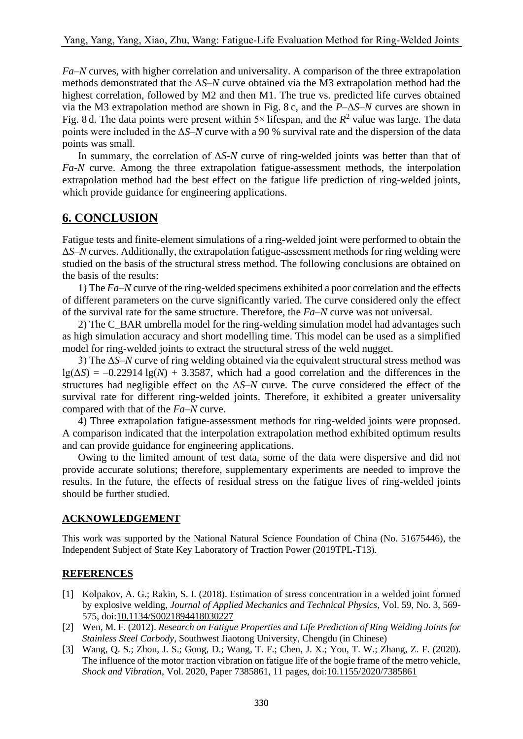*Fa*–*N* curves, with higher correlation and universality. A comparison of the three extrapolation methods demonstrated that the $\Delta S$–$N$ curve obtained via the M3 extrapolation method had the highest correlation, followed by M2 and then M1. The true vs. predicted life curves obtained via the M3 extrapolation method are shown in Fig. 8 c, and the $P$–$\Delta S$–$N$ curves are shown in Fig. 8 d. The data points were present within 5× lifespan, and the $R^2$ value was large. The data points were included in the $\Delta S$–$N$ curve with a 90 % survival rate and the dispersion of the data points was small.

In summary, the correlation of $\Delta S$-$N$ curve of ring-welded joints was better than that of *Fa-N* curve. Among the three extrapolation fatigue-assessment methods, the interpolation extrapolation method had the best effect on the fatigue life prediction of ring-welded joints, which provide guidance for engineering applications.

## 6. CONCLUSION

Fatigue tests and finite-element simulations of a ring-welded joint were performed to obtain the $\Delta S$–$N$ curves. Additionally, the extrapolation fatigue-assessment methods for ring welding were studied on the basis of the structural stress method. The following conclusions are obtained on the basis of the results:

1) The *Fa*–*N* curve of the ring-welded specimens exhibited a poor correlation and the effects of different parameters on the curve significantly varied. The curve considered only the effect of the survival rate for the same structure. Therefore, the *Fa*–*N* curve was not universal.

2) The C_BAR umbrella model for the ring-welding simulation model had advantages such as high simulation accuracy and short modelling time. This model can be used as a simplified model for ring-welded joints to extract the structural stress of the weld nugget.

3) The $\Delta S$–$N$ curve of ring welding obtained via the equivalent structural stress method was $\lg(\Delta S) = -0.22914 \lg(N) + 3.3587$, which had a good correlation and the differences in the structures had negligible effect on the $\Delta S$–$N$ curve. The curve considered the effect of the survival rate for different ring-welded joints. Therefore, it exhibited a greater universality compared with that of the *Fa*–*N* curve.

4) Three extrapolation fatigue-assessment methods for ring-welded joints were proposed. A comparison indicated that the interpolation extrapolation method exhibited optimum results and can provide guidance for engineering applications.

Owing to the limited amount of test data, some of the data were dispersive and did not provide accurate solutions; therefore, supplementary experiments are needed to improve the results. In the future, the effects of residual stress on the fatigue lives of ring-welded joints should be further studied.

### ACKNOWLEDGEMENT

This work was supported by the National Natural Science Foundation of China (No. 51675446), the Independent Subject of State Key Laboratory of Traction Power (2019TPL-T13).

### REFERENCES

[1] Kolpakov, A. G.; Rakin, S. I. (2018). Estimation of stress concentration in a welded joint formed by explosive welding, *Journal of Applied Mechanics and Technical Physics*, Vol. 59, No. 3, 569-575, doi:10.1134/S0021894418030227

[2] Wen, M. F. (2012). *Research on Fatigue Properties and Life Prediction of Ring Welding Joints for Stainless Steel Carbody*, Southwest Jiaotong University, Chengdu (in Chinese)

[3] Wang, Q. S.; Zhou, J. S.; Gong, D.; Wang, T. F.; Chen, J. X.; You, T. W.; Zhang, Z. F. (2020). The influence of the motor traction vibration on fatigue life of the bogie frame of the metro vehicle, *Shock and Vibration*, Vol. 2020, Paper 7385861, 11 pages, doi:10.1155/2020/7385861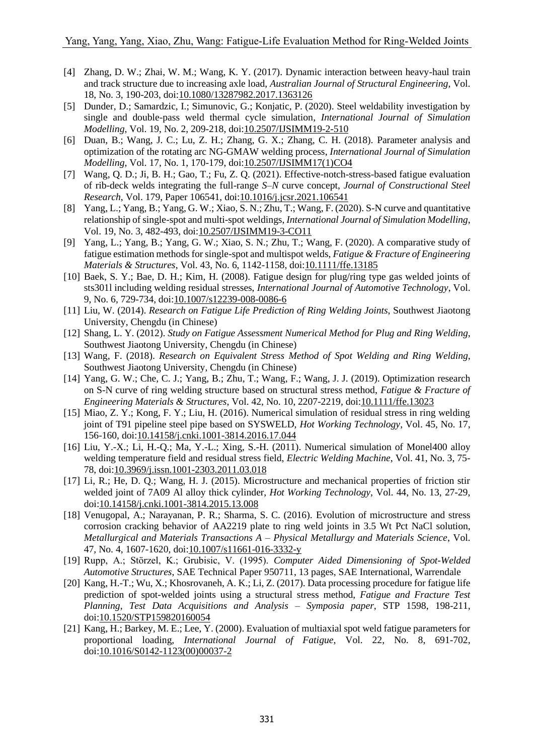[4] Zhang, D. W.; Zhai, W. M.; Wang, K. Y. (2017). Dynamic interaction between heavy-haul train and track structure due to increasing axle load, *Australian Journal of Structural Engineering*, Vol. 18, No. 3, 190-203, doi:10.1080/13287982.2017.1363126

[5] Dunder, D.; Samardzic, I.; Simunovic, G.; Konjatic, P. (2020). Steel weldability investigation by single and double-pass weld thermal cycle simulation, *International Journal of Simulation Modelling*, Vol. 19, No. 2, 209-218, doi:10.2507/IJSIMM19-2-510

[6] Duan, B.; Wang, J. C.; Lu, Z. H.; Zhang, G. X.; Zhang, C. H. (2018). Parameter analysis and optimization of the rotating arc NG-GMAW welding process, *International Journal of Simulation Modelling*, Vol. 17, No. 1, 170-179, doi:10.2507/IJSIMM17(1)CO4

[7] Wang, Q. D.; Ji, B. H.; Gao, T.; Fu, Z. Q. (2021). Effective-notch-stress-based fatigue evaluation of rib-deck welds integrating the full-range *S–N* curve concept, *Journal of Constructional Steel Research*, Vol. 179, Paper 106541, doi:10.1016/j.jcsr.2021.106541

[8] Yang, L.; Yang, B.; Yang, G. W.; Xiao, S. N.; Zhu, T.; Wang, F. (2020). S-N curve and quantitative relationship of single-spot and multi-spot weldings, *International Journal of Simulation Modelling*, Vol. 19, No. 3, 482-493, doi:10.2507/IJSIMM19-3-CO11

[9] Yang, L.; Yang, B.; Yang, G. W.; Xiao, S. N.; Zhu, T.; Wang, F. (2020). A comparative study of fatigue estimation methods for single-spot and multispot welds, *Fatigue & Fracture of Engineering Materials & Structures*, Vol. 43, No. 6, 1142-1158, doi:10.1111/ffe.13185

[10] Baek, S. Y.; Bae, D. H.; Kim, H. (2008). Fatigue design for plug/ring type gas welded joints of sts301l including welding residual stresses, *International Journal of Automotive Technology*, Vol. 9, No. 6, 729-734, doi:10.1007/s12239-008-0086-6

[11] Liu, W. (2014). *Research on Fatigue Life Prediction of Ring Welding Joints*, Southwest Jiaotong University, Chengdu (in Chinese)

[12] Shang, L. Y. (2012). *Study on Fatigue Assessment Numerical Method for Plug and Ring Welding*, Southwest Jiaotong University, Chengdu (in Chinese)

[13] Wang, F. (2018). *Research on Equivalent Stress Method of Spot Welding and Ring Welding*, Southwest Jiaotong University, Chengdu (in Chinese)

[14] Yang, G. W.; Che, C. J.; Yang, B.; Zhu, T.; Wang, F.; Wang, J. J. (2019). Optimization research on S-N curve of ring welding structure based on structural stress method, *Fatigue & Fracture of Engineering Materials & Structures*, Vol. 42, No. 10, 2207-2219, doi:10.1111/ffe.13023

[15] Miao, Z. Y.; Kong, F. Y.; Liu, H. (2016). Numerical simulation of residual stress in ring welding joint of T91 pipeline steel pipe based on SYSWELD, *Hot Working Technology*, Vol. 45, No. 17, 156-160, doi:10.14158/j.cnki.1001-3814.2016.17.044

[16] Liu, Y.-X.; Li, H.-Q.; Ma, Y.-L.; Xing, S.-H. (2011). Numerical simulation of Monel400 alloy welding temperature field and residual stress field, *Electric Welding Machine*, Vol. 41, No. 3, 75-78, doi:10.3969/j.issn.1001-2303.2011.03.018

[17] Li, R.; He, D. Q.; Wang, H. J. (2015). Microstructure and mechanical properties of friction stir welded joint of 7A09 Al alloy thick cylinder, *Hot Working Technology*, Vol. 44, No. 13, 27-29, doi:10.14158/j.cnki.1001-3814.2015.13.008

[18] Venugopal, A.; Narayanan, P. R.; Sharma, S. C. (2016). Evolution of microstructure and stress corrosion cracking behavior of AA2219 plate to ring weld joints in 3.5 Wt Pct NaCl solution, *Metallurgical and Materials Transactions A – Physical Metallurgy and Materials Science*, Vol. 47, No. 4, 1607-1620, doi:10.1007/s11661-016-3332-y

[19] Rupp, A.; Störzel, K.; Grubisic, V. (1995). *Computer Aided Dimensioning of Spot-Welded Automotive Structures*, SAE Technical Paper 950711, 13 pages, SAE International, Warrendale

[20] Kang, H.-T.; Wu, X.; Khosrovaneh, A. K.; Li, Z. (2017). Data processing procedure for fatigue life prediction of spot-welded joints using a structural stress method, *Fatigue and Fracture Test Planning, Test Data Acquisitions and Analysis – Symposia paper*, STP 1598, 198-211, doi:10.1520/STP159820160054

[21] Kang, H.; Barkey, M. E.; Lee, Y. (2000). Evaluation of multiaxial spot weld fatigue parameters for proportional loading, *International Journal of Fatigue*, Vol. 22, No. 8, 691-702, doi:10.1016/S0142-1123(00)00037-2